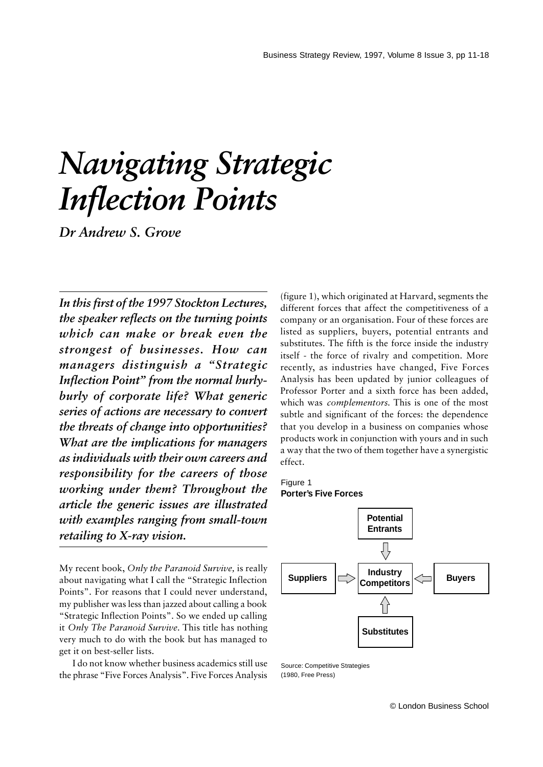# *Navigating Strategic Inflection Points*

*Dr Andrew S. Grove*

***In this first of the 1997 Stockton Lectures, the speaker reflects on the turning points which can make or break even the strongest of businesses. How can managers distinguish a "Strategic Inflection Point" from the normal hurly-burly of corporate life? What generic series of actions are necessary to convert the threats of change into opportunities? What are the implications for managers as individuals with their own careers and responsibility for the careers of those working under them? Throughout the article the generic issues are illustrated with examples ranging from small-town retailing to X-ray vision.***

My recent book, *Only the Paranoid Survive,* is really about navigating what I call the "Strategic Inflection Points". For reasons that I could never understand, my publisher was less than jazzed about calling a book "Strategic Inflection Points". So we ended up calling it *Only The Paranoid Survive.* This title has nothing very much to do with the book but has managed to get it on best-seller lists.

I do not know whether business academics still use the phrase "Five Forces Analysis". Five Forces Analysis (figure 1), which originated at Harvard, segments the different forces that affect the competitiveness of a company or an organisation. Four of these forces are listed as suppliers, buyers, potential entrants and substitutes. The fifth is the force inside the industry itself - the force of rivalry and competition. More recently, as industries have changed, Five Forces Analysis has been updated by junior colleagues of Professor Porter and a sixth force has been added, which was *complementors.* This is one of the most subtle and significant of the forces: the dependence that you develop in a business on companies whose products work in conjunction with yours and in such a way that the two of them together have a synergistic effect.

Figure 1
**Porter's Five Forces**

Potential Entrants → Industry Competitors
Suppliers → Industry Competitors ← Buyers
Substitutes → Industry Competitors

Source: Competitive Strategies (1980, Free Press)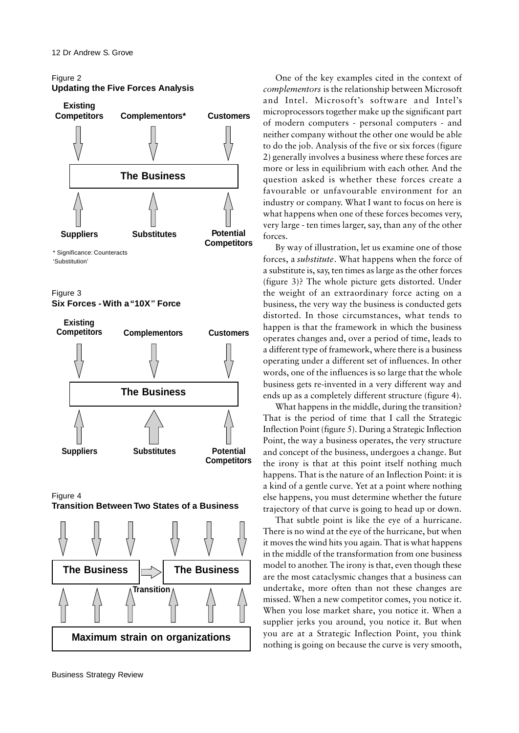Figure 2
**Updating the Five Forces Analysis**

Existing Competitors — Complementors* — Customers

**The Business**

Suppliers — Substitutes — Potential Competitors

\* Significance: Counteracts 'Substitution'

Figure 3
**Six Forces - With a "10X" Force**

Existing Competitors — Complementors — Customers

**The Business**

Suppliers — Substitutes — Potential Competitors

Figure 4
**Transition Between Two States of a Business**

The Business → The Business

Transition

**Maximum strain on organizations**

One of the key examples cited in the context of *complementors* is the relationship between Microsoft and Intel. Microsoft's software and Intel's microprocessors together make up the significant part of modern computers - personal computers - and neither company without the other one would be able to do the job. Analysis of the five or six forces (figure 2) generally involves a business where these forces are more or less in equilibrium with each other. And the question asked is whether these forces create a favourable or unfavourable environment for an industry or company. What I want to focus on here is what happens when one of these forces becomes very, very large - ten times larger, say, than any of the other forces.

By way of illustration, let us examine one of those forces, a *substitute*. What happens when the force of a substitute is, say, ten times as large as the other forces (figure 3)? The whole picture gets distorted. Under the weight of an extraordinary force acting on a business, the very way the business is conducted gets distorted. In those circumstances, what tends to happen is that the framework in which the business operates changes and, over a period of time, leads to a different type of framework, where there is a business operating under a different set of influences. In other words, one of the influences is so large that the whole business gets re-invented in a very different way and ends up as a completely different structure (figure 4).

What happens in the middle, during the transition? That is the period of time that I call the Strategic Inflection Point (figure 5). During a Strategic Inflection Point, the way a business operates, the very structure and concept of the business, undergoes a change. But the irony is that at this point itself nothing much happens. That is the nature of an Inflection Point: it is a kind of a gentle curve. Yet at a point where nothing else happens, you must determine whether the future trajectory of that curve is going to head up or down.

That subtle point is like the eye of a hurricane. There is no wind at the eye of the hurricane, but when it moves the wind hits you again. That is what happens in the middle of the transformation from one business model to another. The irony is that, even though these are the most cataclysmic changes that a business can undertake, more often than not these changes are missed. When a new competitor comes, you notice it. When you lose market share, you notice it. When a supplier jerks you around, you notice it. But when you are at a Strategic Inflection Point, you think nothing is going on because the curve is very smooth,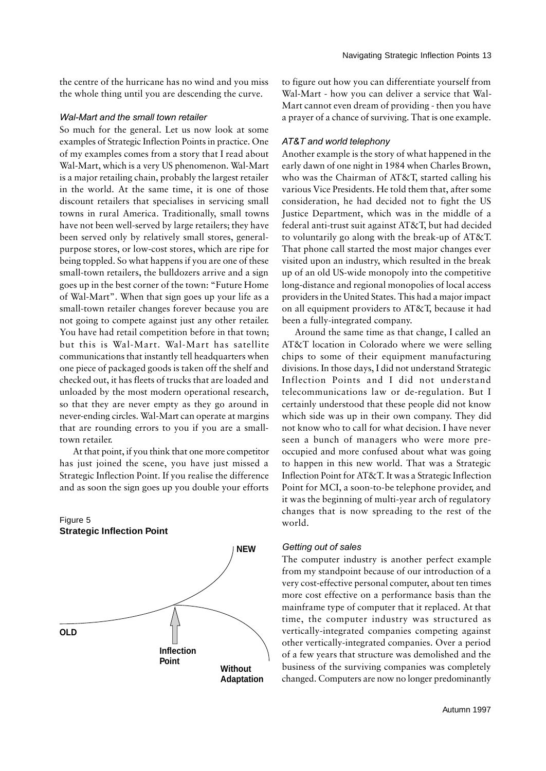the centre of the hurricane has no wind and you miss the whole thing until you are descending the curve.

### *Wal-Mart and the small town retailer*

So much for the general. Let us now look at some examples of Strategic Inflection Points in practice. One of my examples comes from a story that I read about Wal-Mart, which is a very US phenomenon. Wal-Mart is a major retailing chain, probably the largest retailer in the world. At the same time, it is one of those discount retailers that specialises in servicing small towns in rural America. Traditionally, small towns have not been well-served by large retailers; they have been served only by relatively small stores, general-purpose stores, or low-cost stores, which are ripe for being toppled. So what happens if you are one of these small-town retailers, the bulldozers arrive and a sign goes up in the best corner of the town: "Future Home of Wal-Mart". When that sign goes up your life as a small-town retailer changes forever because you are not going to compete against just any other retailer. You have had retail competition before in that town; but this is Wal-Mart. Wal-Mart has satellite communications that instantly tell headquarters when one piece of packaged goods is taken off the shelf and checked out, it has fleets of trucks that are loaded and unloaded by the most modern operational research, so that they are never empty as they go around in never-ending circles. Wal-Mart can operate at margins that are rounding errors to you if you are a small-town retailer.

At that point, if you think that one more competitor has just joined the scene, you have just missed a Strategic Inflection Point. If you realise the difference and as soon the sign goes up you double your efforts to figure out how you can differentiate yourself from Wal-Mart - how you can deliver a service that Wal-Mart cannot even dream of providing - then you have a prayer of a chance of surviving. That is one example.

Figure 5
**Strategic Inflection Point**

### *AT&T and world telephony*

Another example is the story of what happened in the early dawn of one night in 1984 when Charles Brown, who was the Chairman of AT&T, started calling his various Vice Presidents. He told them that, after some consideration, he had decided not to fight the US Justice Department, which was in the middle of a federal anti-trust suit against AT&T, but had decided to voluntarily go along with the break-up of AT&T. That phone call started the most major changes ever visited upon an industry, which resulted in the break up of an old US-wide monopoly into the competitive long-distance and regional monopolies of local access providers in the United States. This had a major impact on all equipment providers to AT&T, because it had been a fully-integrated company.

Around the same time as that change, I called an AT&T location in Colorado where we were selling chips to some of their equipment manufacturing divisions. In those days, I did not understand Strategic Inflection Points and I did not understand telecommunications law or de-regulation. But I certainly understood that these people did not know which side was up in their own company. They did not know who to call for what decision. I have never seen a bunch of managers who were more pre-occupied and more confused about what was going to happen in this new world. That was a Strategic Inflection Point for AT&T. It was a Strategic Inflection Point for MCI, a soon-to-be telephone provider, and it was the beginning of multi-year arch of regulatory changes that is now spreading to the rest of the world.

### *Getting out of sales*

The computer industry is another perfect example from my standpoint because of our introduction of a very cost-effective personal computer, about ten times more cost effective on a performance basis than the mainframe type of computer that it replaced. At that time, the computer industry was structured as vertically-integrated companies competing against other vertically-integrated companies. Over a period of a few years that structure was demolished and the business of the surviving companies was completely changed. Computers are now no longer predominantly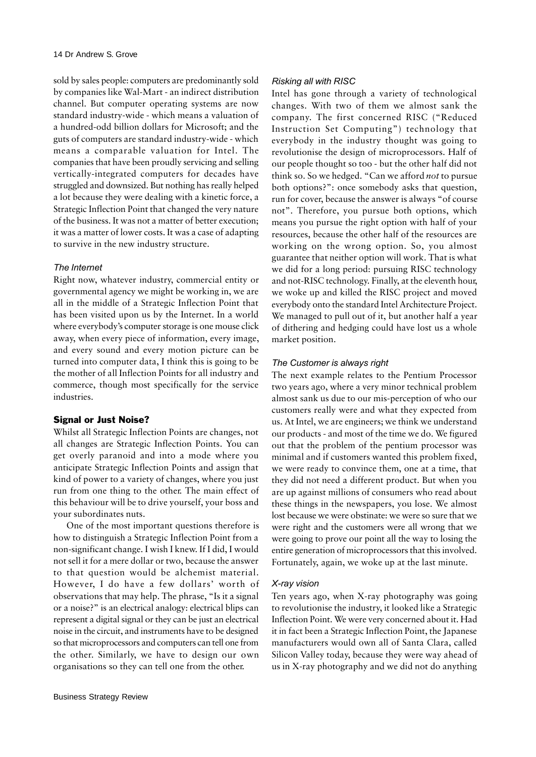sold by sales people: computers are predominantly sold by companies like Wal-Mart - an indirect distribution channel. But computer operating systems are now standard industry-wide - which means a valuation of a hundred-odd billion dollars for Microsoft; and the guts of computers are standard industry-wide - which means a comparable valuation for Intel. The companies that have been proudly servicing and selling vertically-integrated computers for decades have struggled and downsized. But nothing has really helped a lot because they were dealing with a kinetic force, a Strategic Inflection Point that changed the very nature of the business. It was not a matter of better execution; it was a matter of lower costs. It was a case of adapting to survive in the new industry structure.

### *The Internet*

Right now, whatever industry, commercial entity or governmental agency we might be working in, we are all in the middle of a Strategic Inflection Point that has been visited upon us by the Internet. In a world where everybody's computer storage is one mouse click away, when every piece of information, every image, and every sound and every motion picture can be turned into computer data, I think this is going to be the mother of all Inflection Points for all industry and commerce, though most specifically for the service industries.

## Signal or Just Noise?

Whilst all Strategic Inflection Points are changes, not all changes are Strategic Inflection Points. You can get overly paranoid and into a mode where you anticipate Strategic Inflection Points and assign that kind of power to a variety of changes, where you just run from one thing to the other. The main effect of this behaviour will be to drive yourself, your boss and your subordinates nuts.

One of the most important questions therefore is how to distinguish a Strategic Inflection Point from a non-significant change. I wish I knew. If I did, I would not sell it for a mere dollar or two, because the answer to that question would be alchemist material. However, I do have a few dollars' worth of observations that may help. The phrase, "Is it a signal or a noise?" is an electrical analogy: electrical blips can represent a digital signal or they can be just an electrical noise in the circuit, and instruments have to be designed so that microprocessors and computers can tell one from the other. Similarly, we have to design our own organisations so they can tell one from the other.

### *Risking all with RISC*

Intel has gone through a variety of technological changes. With two of them we almost sank the company. The first concerned RISC ("Reduced Instruction Set Computing") technology that everybody in the industry thought was going to revolutionise the design of microprocessors. Half of our people thought so too - but the other half did not think so. So we hedged. "Can we afford *not* to pursue both options?": once somebody asks that question, run for cover, because the answer is always "of course not". Therefore, you pursue both options, which means you pursue the right option with half of your resources, because the other half of the resources are working on the wrong option. So, you almost guarantee that neither option will work. That is what we did for a long period: pursuing RISC technology and not-RISC technology. Finally, at the eleventh hour, we woke up and killed the RISC project and moved everybody onto the standard Intel Architecture Project. We managed to pull out of it, but another half a year of dithering and hedging could have lost us a whole market position.

### *The Customer is always right*

The next example relates to the Pentium Processor two years ago, where a very minor technical problem almost sank us due to our mis-perception of who our customers really were and what they expected from us. At Intel, we are engineers; we think we understand our products - and most of the time we do. We figured out that the problem of the pentium processor was minimal and if customers wanted this problem fixed, we were ready to convince them, one at a time, that they did not need a different product. But when you are up against millions of consumers who read about these things in the newspapers, you lose. We almost lost because we were obstinate: we were so sure that we were right and the customers were all wrong that we were going to prove our point all the way to losing the entire generation of microprocessors that this involved. Fortunately, again, we woke up at the last minute.

### *X-ray vision*

Ten years ago, when X-ray photography was going to revolutionise the industry, it looked like a Strategic Inflection Point. We were very concerned about it. Had it in fact been a Strategic Inflection Point, the Japanese manufacturers would own all of Santa Clara, called Silicon Valley today, because they were way ahead of us in X-ray photography and we did not do anything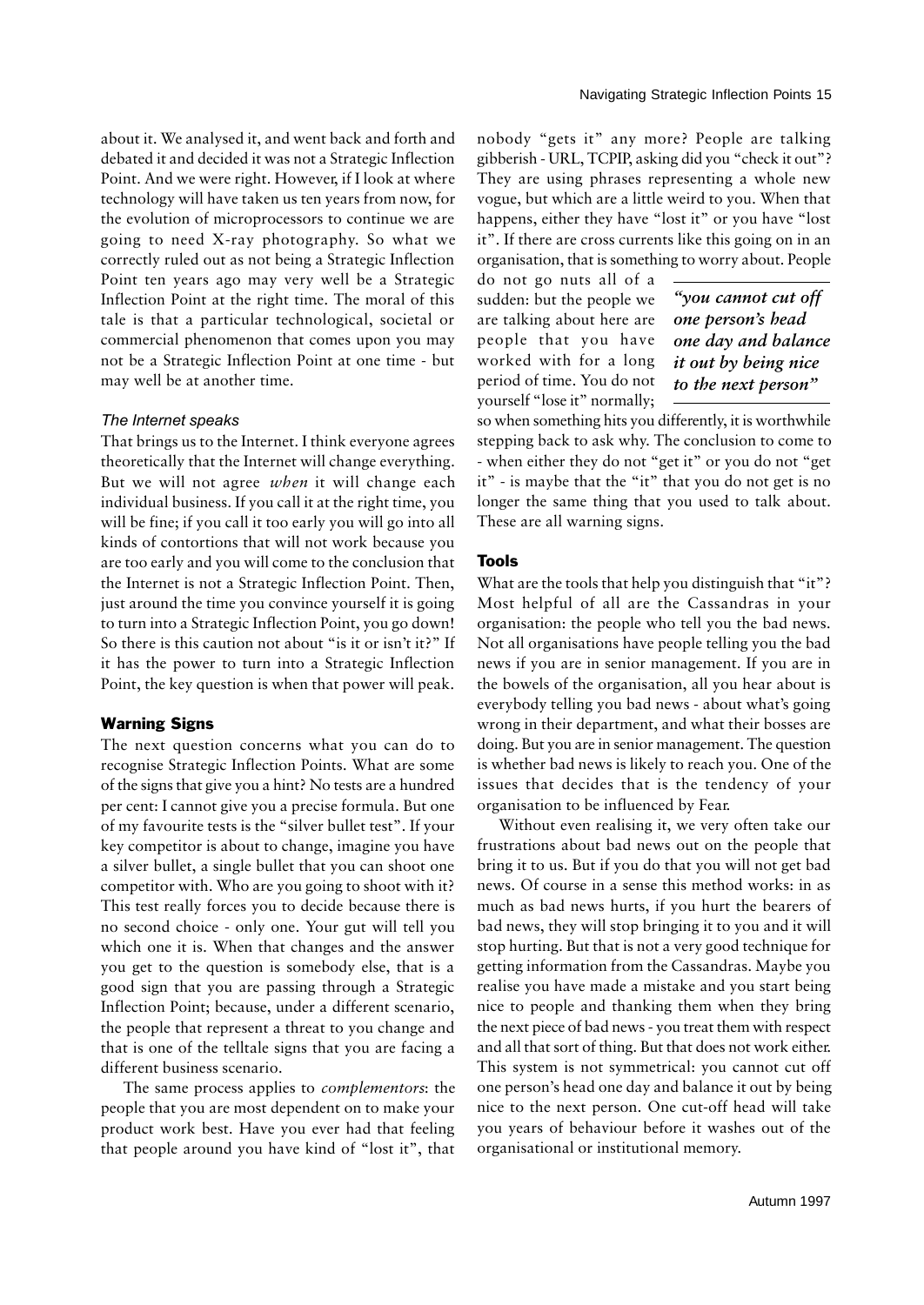about it. We analysed it, and went back and forth and debated it and decided it was not a Strategic Inflection Point. And we were right. However, if I look at where technology will have taken us ten years from now, for the evolution of microprocessors to continue we are going to need X-ray photography. So what we correctly ruled out as not being a Strategic Inflection Point ten years ago may very well be a Strategic Inflection Point at the right time. The moral of this tale is that a particular technological, societal or commercial phenomenon that comes upon you may not be a Strategic Inflection Point at one time - but may well be at another time.

### *The Internet speaks*

That brings us to the Internet. I think everyone agrees theoretically that the Internet will change everything. But we will not agree *when* it will change each individual business. If you call it at the right time, you will be fine; if you call it too early you will go into all kinds of contortions that will not work because you are too early and you will come to the conclusion that the Internet is not a Strategic Inflection Point. Then, just around the time you convince yourself it is going to turn into a Strategic Inflection Point, you go down! So there is this caution not about "is it or isn't it?" If it has the power to turn into a Strategic Inflection Point, the key question is when that power will peak.

## Warning Signs

The next question concerns what you can do to recognise Strategic Inflection Points. What are some of the signs that give you a hint? No tests are a hundred per cent: I cannot give you a precise formula. But one of my favourite tests is the "silver bullet test". If your key competitor is about to change, imagine you have a silver bullet, a single bullet that you can shoot one competitor with. Who are you going to shoot with it? This test really forces you to decide because there is no second choice - only one. Your gut will tell you which one it is. When that changes and the answer you get to the question is somebody else, that is a good sign that you are passing through a Strategic Inflection Point; because, under a different scenario, the people that represent a threat to you change and that is one of the telltale signs that you are facing a different business scenario.

The same process applies to *complementors*: the people that you are most dependent on to make your product work best. Have you ever had that feeling that people around you have kind of "lost it", that nobody "gets it" any more? People are talking gibberish - URL, TCPIP, asking did you "check it out"? They are using phrases representing a whole new vogue, but which are a little weird to you. When that happens, either they have "lost it" or you have "lost it". If there are cross currents like this going on in an organisation, that is something to worry about. People do not go nuts all of a sudden: but the people we are talking about here are people that you have worked with for a long period of time. You do not yourself "lose it" normally; so when something hits you differently, it is worthwhile stepping back to ask why. The conclusion to come to - when either they do not "get it" or you do not "get it" - is maybe that the "it" that you do not get is no longer the same thing that you used to talk about. These are all warning signs.

> ***"you cannot cut off one person's head one day and balance it out by being nice to the next person"***

## Tools

What are the tools that help you distinguish that "it"? Most helpful of all are the Cassandras in your organisation: the people who tell you the bad news. Not all organisations have people telling you the bad news if you are in senior management. If you are in the bowels of the organisation, all you hear about is everybody telling you bad news - about what's going wrong in their department, and what their bosses are doing. But you are in senior management. The question is whether bad news is likely to reach you. One of the issues that decides that is the tendency of your organisation to be influenced by Fear.

Without even realising it, we very often take our frustrations about bad news out on the people that bring it to us. But if you do that you will not get bad news. Of course in a sense this method works: in as much as bad news hurts, if you hurt the bearers of bad news, they will stop bringing it to you and it will stop hurting. But that is not a very good technique for getting information from the Cassandras. Maybe you realise you have made a mistake and you start being nice to people and thanking them when they bring the next piece of bad news - you treat them with respect and all that sort of thing. But that does not work either. This system is not symmetrical: you cannot cut off one person's head one day and balance it out by being nice to the next person. One cut-off head will take you years of behaviour before it washes out of the organisational or institutional memory.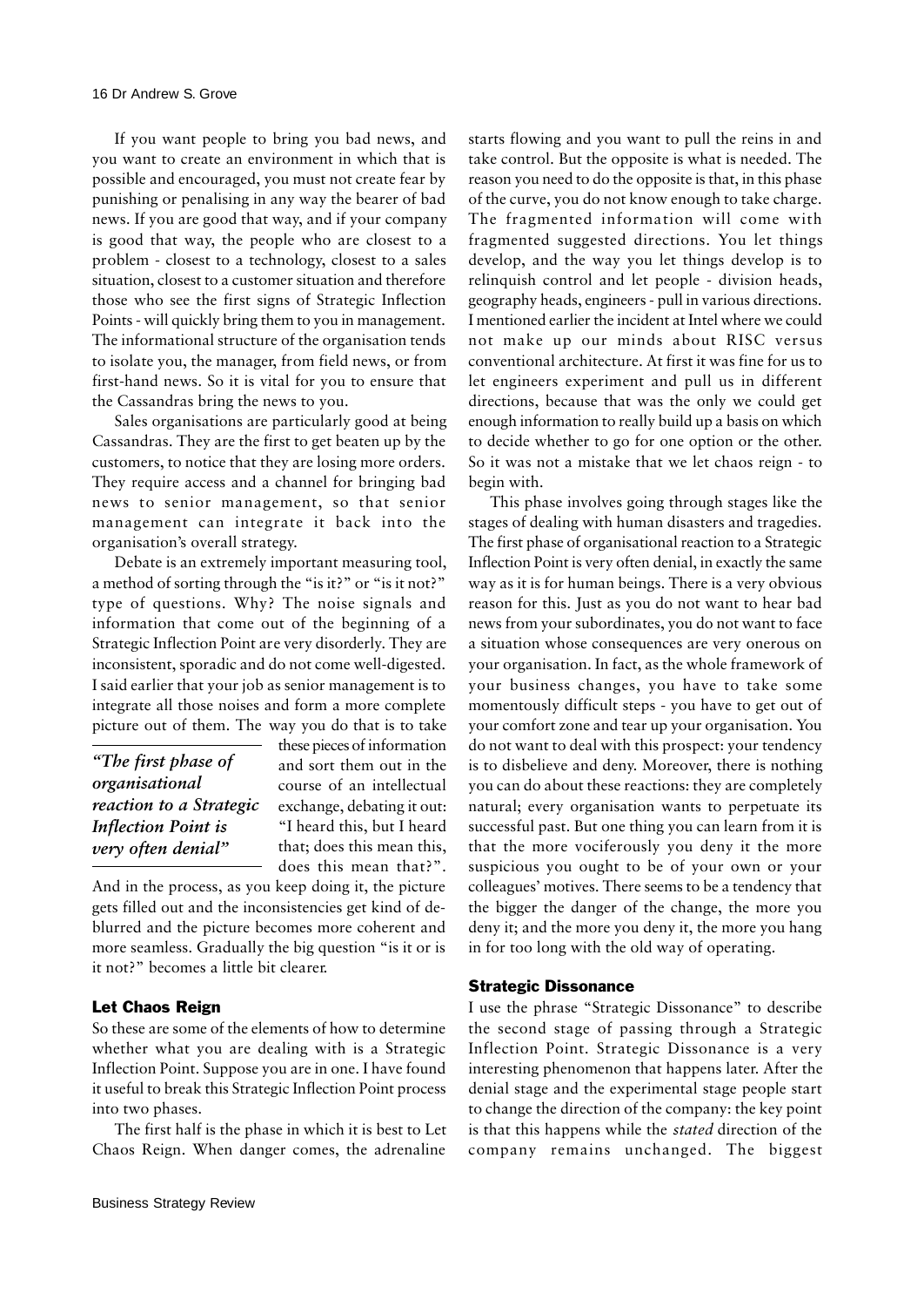If you want people to bring you bad news, and you want to create an environment in which that is possible and encouraged, you must not create fear by punishing or penalising in any way the bearer of bad news. If you are good that way, and if your company is good that way, the people who are closest to a problem - closest to a technology, closest to a sales situation, closest to a customer situation and therefore those who see the first signs of Strategic Inflection Points - will quickly bring them to you in management. The informational structure of the organisation tends to isolate you, the manager, from field news, or from first-hand news. So it is vital for you to ensure that the Cassandras bring the news to you.

Sales organisations are particularly good at being Cassandras. They are the first to get beaten up by the customers, to notice that they are losing more orders. They require access and a channel for bringing bad news to senior management, so that senior management can integrate it back into the organisation's overall strategy.

Debate is an extremely important measuring tool, a method of sorting through the "is it?" or "is it not?" type of questions. Why? The noise signals and information that come out of the beginning of a Strategic Inflection Point are very disorderly. They are inconsistent, sporadic and do not come well-digested. I said earlier that your job as senior management is to integrate all those noises and form a more complete picture out of them. The way you do that is to take these pieces of information and sort them out in the course of an intellectual exchange, debating it out: "I heard this, but I heard that; does this mean this, does this mean that?". And in the process, as you keep doing it, the picture gets filled out and the inconsistencies get kind of de-blurred and the picture becomes more coherent and more seamless. Gradually the big question "is it or is it not?" becomes a little bit clearer.

> *"The first phase of organisational reaction to a Strategic Inflection Point is very often denial"*

## Let Chaos Reign

So these are some of the elements of how to determine whether what you are dealing with is a Strategic Inflection Point. Suppose you are in one. I have found it useful to break this Strategic Inflection Point process into two phases.

The first half is the phase in which it is best to Let Chaos Reign. When danger comes, the adrenaline starts flowing and you want to pull the reins in and take control. But the opposite is what is needed. The reason you need to do the opposite is that, in this phase of the curve, you do not know enough to take charge. The fragmented information will come with fragmented suggested directions. You let things develop, and the way you let things develop is to relinquish control and let people - division heads, geography heads, engineers - pull in various directions. I mentioned earlier the incident at Intel where we could not make up our minds about RISC versus conventional architecture. At first it was fine for us to let engineers experiment and pull us in different directions, because that was the only we could get enough information to really build up a basis on which to decide whether to go for one option or the other. So it was not a mistake that we let chaos reign - to begin with.

This phase involves going through stages like the stages of dealing with human disasters and tragedies. The first phase of organisational reaction to a Strategic Inflection Point is very often denial, in exactly the same way as it is for human beings. There is a very obvious reason for this. Just as you do not want to hear bad news from your subordinates, you do not want to face a situation whose consequences are very onerous on your organisation. In fact, as the whole framework of your business changes, you have to take some momentously difficult steps - you have to get out of your comfort zone and tear up your organisation. You do not want to deal with this prospect: your tendency is to disbelieve and deny. Moreover, there is nothing you can do about these reactions: they are completely natural; every organisation wants to perpetuate its successful past. But one thing you can learn from it is that the more vociferously you deny it the more suspicious you ought to be of your own or your colleagues' motives. There seems to be a tendency that the bigger the danger of the change, the more you deny it; and the more you deny it, the more you hang in for too long with the old way of operating.

## Strategic Dissonance

I use the phrase "Strategic Dissonance" to describe the second stage of passing through a Strategic Inflection Point. Strategic Dissonance is a very interesting phenomenon that happens later. After the denial stage and the experimental stage people start to change the direction of the company: the key point is that this happens while the *stated* direction of the company remains unchanged. The biggest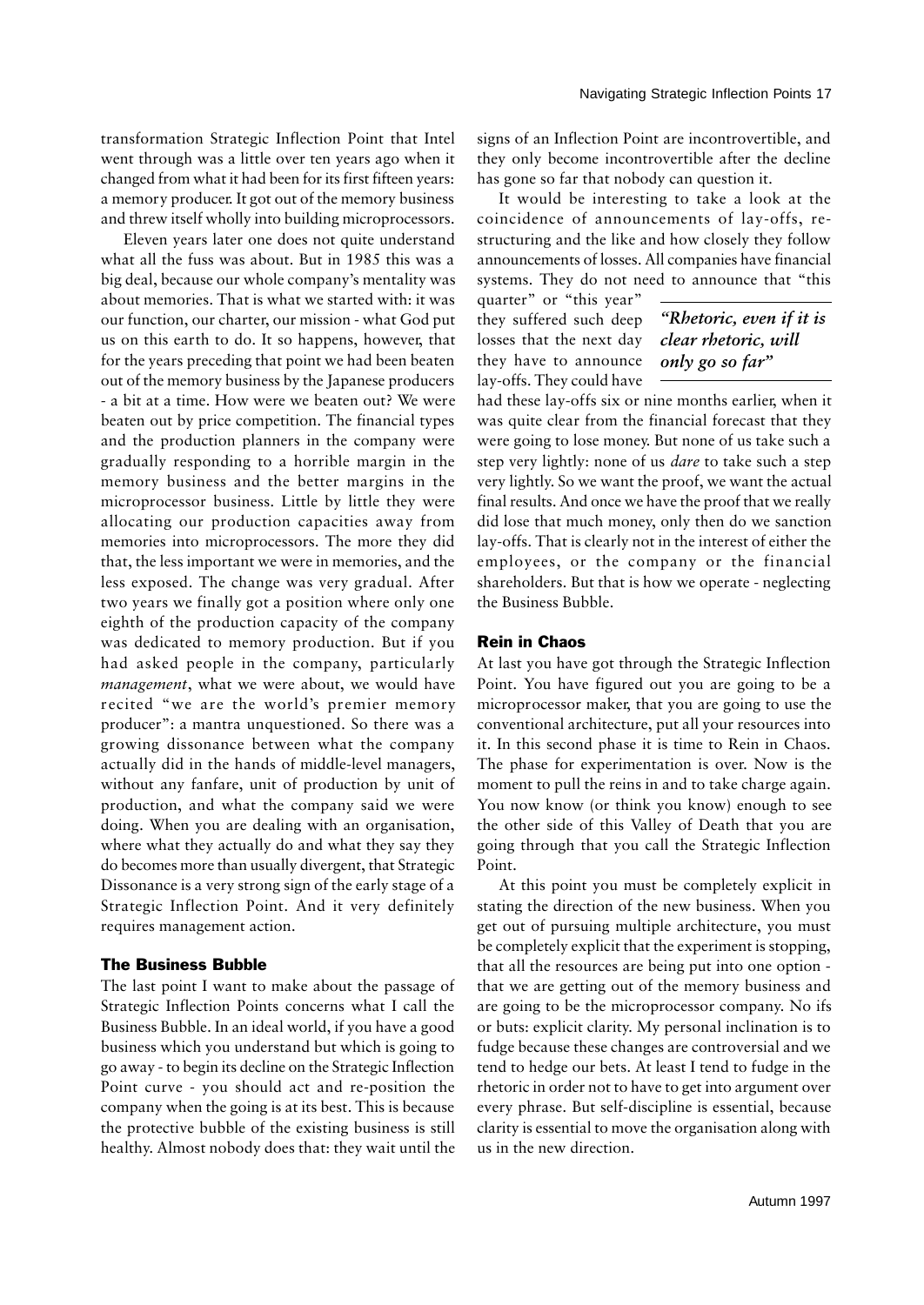transformation Strategic Inflection Point that Intel went through was a little over ten years ago when it changed from what it had been for its first fifteen years: a memory producer. It got out of the memory business and threw itself wholly into building microprocessors.

Eleven years later one does not quite understand what all the fuss was about. But in 1985 this was a big deal, because our whole company's mentality was about memories. That is what we started with: it was our function, our charter, our mission - what God put us on this earth to do. It so happens, however, that for the years preceding that point we had been beaten out of the memory business by the Japanese producers - a bit at a time. How were we beaten out? We were beaten out by price competition. The financial types and the production planners in the company were gradually responding to a horrible margin in the memory business and the better margins in the microprocessor business. Little by little they were allocating our production capacities away from memories into microprocessors. The more they did that, the less important we were in memories, and the less exposed. The change was very gradual. After two years we finally got a position where only one eighth of the production capacity of the company was dedicated to memory production. But if you had asked people in the company, particularly *management*, what we were about, we would have recited "we are the world's premier memory producer": a mantra unquestioned. So there was a growing dissonance between what the company actually did in the hands of middle-level managers, without any fanfare, unit of production by unit of production, and what the company said we were doing. When you are dealing with an organisation, where what they actually do and what they say they do becomes more than usually divergent, that Strategic Dissonance is a very strong sign of the early stage of a Strategic Inflection Point. And it very definitely requires management action.

## The Business Bubble

The last point I want to make about the passage of Strategic Inflection Points concerns what I call the Business Bubble. In an ideal world, if you have a good business which you understand but which is going to go away - to begin its decline on the Strategic Inflection Point curve - you should act and re-position the company when the going is at its best. This is because the protective bubble of the existing business is still healthy. Almost nobody does that: they wait until the signs of an Inflection Point are incontrovertible, and they only become incontrovertible after the decline has gone so far that nobody can question it.

It would be interesting to take a look at the coincidence of announcements of lay-offs, re-structuring and the like and how closely they follow announcements of losses. All companies have financial systems. They do not need to announce that "this quarter" or "this year" they suffered such deep losses that the next day they have to announce lay-offs. They could have had these lay-offs six or nine months earlier, when it was quite clear from the financial forecast that they were going to lose money. But none of us take such a step very lightly: none of us *dare* to take such a step very lightly. So we want the proof, we want the actual final results. And once we have the proof that we really did lose that much money, only then do we sanction lay-offs. That is clearly not in the interest of either the employees, or the company or the financial shareholders. But that is how we operate - neglecting the Business Bubble.

> ***"Rhetoric, even if it is clear rhetoric, will only go so far"***

## Rein in Chaos

At last you have got through the Strategic Inflection Point. You have figured out you are going to be a microprocessor maker, that you are going to use the conventional architecture, put all your resources into it. In this second phase it is time to Rein in Chaos. The phase for experimentation is over. Now is the moment to pull the reins in and to take charge again. You now know (or think you know) enough to see the other side of this Valley of Death that you are going through that you call the Strategic Inflection Point.

At this point you must be completely explicit in stating the direction of the new business. When you get out of pursuing multiple architecture, you must be completely explicit that the experiment is stopping, that all the resources are being put into one option - that we are getting out of the memory business and are going to be the microprocessor company. No ifs or buts: explicit clarity. My personal inclination is to fudge because these changes are controversial and we tend to hedge our bets. At least I tend to fudge in the rhetoric in order not to have to get into argument over every phrase. But self-discipline is essential, because clarity is essential to move the organisation along with us in the new direction.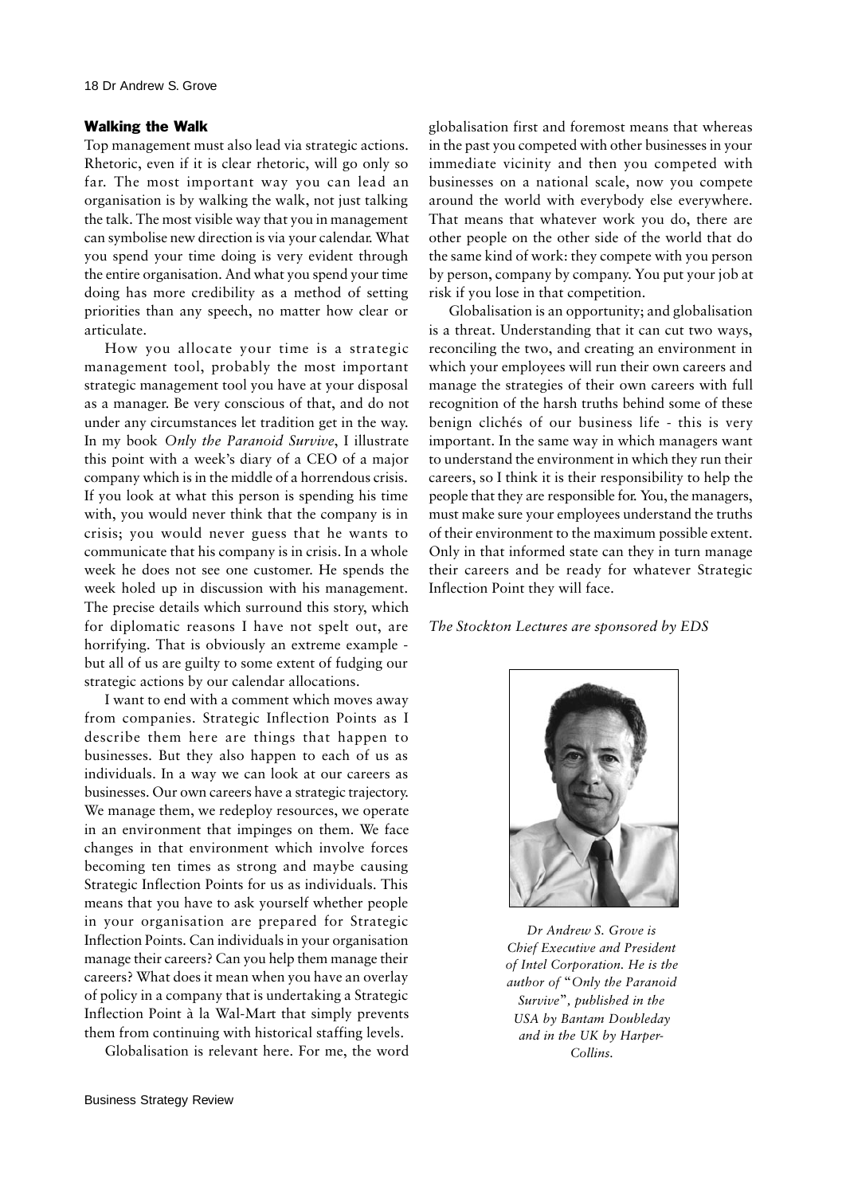## Walking the Walk

Top management must also lead via strategic actions. Rhetoric, even if it is clear rhetoric, will go only so far. The most important way you can lead an organisation is by walking the walk, not just talking the talk. The most visible way that you in management can symbolise new direction is via your calendar. What you spend your time doing is very evident through the entire organisation. And what you spend your time doing has more credibility as a method of setting priorities than any speech, no matter how clear or articulate.

How you allocate your time is a strategic management tool, probably the most important strategic management tool you have at your disposal as a manager. Be very conscious of that, and do not under any circumstances let tradition get in the way. In my book *Only the Paranoid Survive*, I illustrate this point with a week's diary of a CEO of a major company which is in the middle of a horrendous crisis. If you look at what this person is spending his time with, you would never think that the company is in crisis; you would never guess that he wants to communicate that his company is in crisis. In a whole week he does not see one customer. He spends the week holed up in discussion with his management. The precise details which surround this story, which for diplomatic reasons I have not spelt out, are horrifying. That is obviously an extreme example - but all of us are guilty to some extent of fudging our strategic actions by our calendar allocations.

I want to end with a comment which moves away from companies. Strategic Inflection Points as I describe them here are things that happen to businesses. But they also happen to each of us as individuals. In a way we can look at our careers as businesses. Our own careers have a strategic trajectory. We manage them, we redeploy resources, we operate in an environment that impinges on them. We face changes in that environment which involve forces becoming ten times as strong and maybe causing Strategic Inflection Points for us as individuals. This means that you have to ask yourself whether people in your organisation are prepared for Strategic Inflection Points. Can individuals in your organisation manage their careers? Can you help them manage their careers? What does it mean when you have an overlay of policy in a company that is undertaking a Strategic Inflection Point à la Wal-Mart that simply prevents them from continuing with historical staffing levels.

Globalisation is relevant here. For me, the word globalisation first and foremost means that whereas in the past you competed with other businesses in your immediate vicinity and then you competed with businesses on a national scale, now you compete around the world with everybody else everywhere. That means that whatever work you do, there are other people on the other side of the world that do the same kind of work: they compete with you person by person, company by company. You put your job at risk if you lose in that competition.

Globalisation is an opportunity; and globalisation is a threat. Understanding that it can cut two ways, reconciling the two, and creating an environment in which your employees will run their own careers and manage the strategies of their own careers with full recognition of the harsh truths behind some of these benign clichés of our business life - this is very important. In the same way in which managers want to understand the environment in which they run their careers, so I think it is their responsibility to help the people that they are responsible for. You, the managers, must make sure your employees understand the truths of their environment to the maximum possible extent. Only in that informed state can they in turn manage their careers and be ready for whatever Strategic Inflection Point they will face.

*The Stockton Lectures are sponsored by EDS*

*Dr Andrew S. Grove is Chief Executive and President of Intel Corporation. He is the author of "Only the Paranoid Survive", published in the USA by Bantam Doubleday and in the UK by Harper-Collins.*